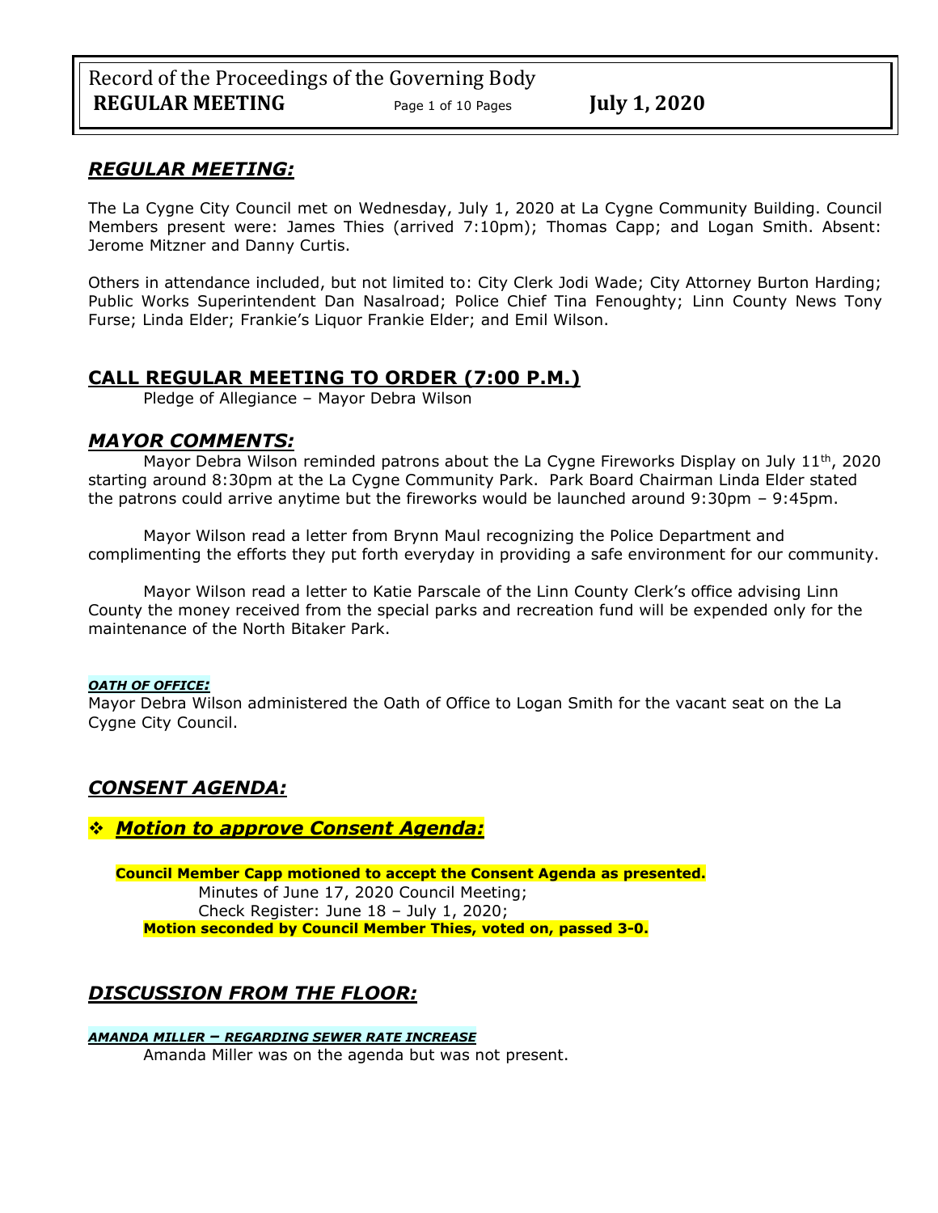## *REGULAR MEETING:*

The La Cygne City Council met on Wednesday, July 1, 2020 at La Cygne Community Building. Council Members present were: James Thies (arrived 7:10pm); Thomas Capp; and Logan Smith. Absent: Jerome Mitzner and Danny Curtis.

Others in attendance included, but not limited to: City Clerk Jodi Wade; City Attorney Burton Harding; Public Works Superintendent Dan Nasalroad; Police Chief Tina Fenoughty; Linn County News Tony Furse; Linda Elder; Frankie's Liquor Frankie Elder; and Emil Wilson.

## CALL REGULAR MEETING TO ORDER (7:00 P.M.)

Pledge of Allegiance – Mayor Debra Wilson

## *MAYOR COMMENTS:*

Mayor Debra Wilson reminded patrons about the La Cygne Fireworks Display on July 11th, 2020 starting around 8:30pm at the La Cygne Community Park. Park Board Chairman Linda Elder stated the patrons could arrive anytime but the fireworks would be launched around 9:30pm – 9:45pm.

Mayor Wilson read a letter from Brynn Maul recognizing the Police Department and complimenting the efforts they put forth everyday in providing a safe environment for our community.

Mayor Wilson read a letter to Katie Parscale of the Linn County Clerk's office advising Linn County the money received from the special parks and recreation fund will be expended only for the maintenance of the North Bitaker Park.

***OATH OF OFFICE:***

Mayor Debra Wilson administered the Oath of Office to Logan Smith for the vacant seat on the La Cygne City Council.

## *CONSENT AGENDA:*

### ❖ *Motion to approve Consent Agenda:*

**Council Member Capp motioned to accept the Consent Agenda as presented.**

Minutes of June 17, 2020 Council Meeting;
Check Register: June 18 – July 1, 2020;

**Motion seconded by Council Member Thies, voted on, passed 3-0.**

## *DISCUSSION FROM THE FLOOR:*

***AMANDA MILLER – REGARDING SEWER RATE INCREASE***

Amanda Miller was on the agenda but was not present.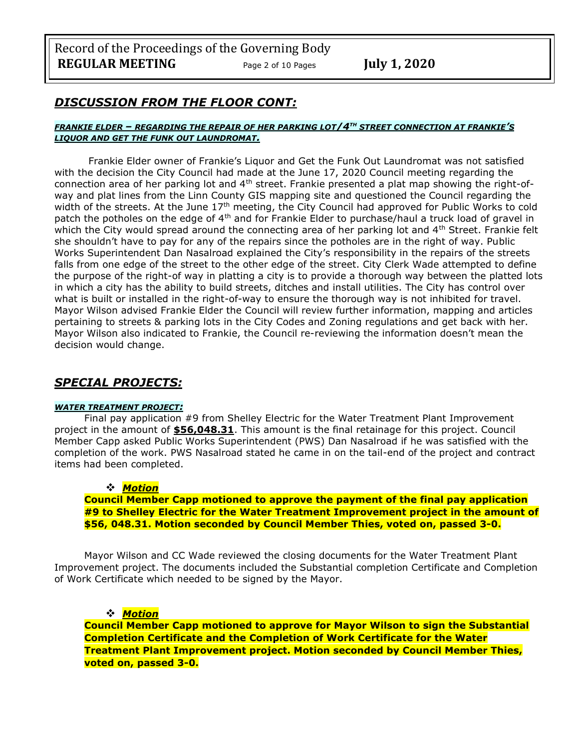## *DISCUSSION FROM THE FLOOR CONT:*

***FRANKIE ELDER – REGARDING THE REPAIR OF HER PARKING LOT/4TH STREET CONNECTION AT FRANKIE'S LIQUOR AND GET THE FUNK OUT LAUNDROMAT.***

Frankie Elder owner of Frankie's Liquor and Get the Funk Out Laundromat was not satisfied with the decision the City Council had made at the June 17, 2020 Council meeting regarding the connection area of her parking lot and 4th street. Frankie presented a plat map showing the right-of-way and plat lines from the Linn County GIS mapping site and questioned the Council regarding the width of the streets. At the June 17th meeting, the City Council had approved for Public Works to cold patch the potholes on the edge of 4th and for Frankie Elder to purchase/haul a truck load of gravel in which the City would spread around the connecting area of her parking lot and 4th Street. Frankie felt she shouldn't have to pay for any of the repairs since the potholes are in the right of way. Public Works Superintendent Dan Nasalroad explained the City's responsibility in the repairs of the streets falls from one edge of the street to the other edge of the street. City Clerk Wade attempted to define the purpose of the right-of way in platting a city is to provide a thorough way between the platted lots in which a city has the ability to build streets, ditches and install utilities. The City has control over what is built or installed in the right-of-way to ensure the thorough way is not inhibited for travel. Mayor Wilson advised Frankie Elder the Council will review further information, mapping and articles pertaining to streets & parking lots in the City Codes and Zoning regulations and get back with her. Mayor Wilson also indicated to Frankie, the Council re-reviewing the information doesn't mean the decision would change.

## *SPECIAL PROJECTS:*

***WATER TREATMENT PROJECT:***

Final pay application #9 from Shelley Electric for the Water Treatment Plant Improvement project in the amount of **$56,048.31**. This amount is the final retainage for this project. Council Member Capp asked Public Works Superintendent (PWS) Dan Nasalroad if he was satisfied with the completion of the work. PWS Nasalroad stated he came in on the tail-end of the project and contract items had been completed.

- ***Motion***

**Council Member Capp motioned to approve the payment of the final pay application #9 to Shelley Electric for the Water Treatment Improvement project in the amount of $56, 048.31. Motion seconded by Council Member Thies, voted on, passed 3-0.**

Mayor Wilson and CC Wade reviewed the closing documents for the Water Treatment Plant Improvement project. The documents included the Substantial completion Certificate and Completion of Work Certificate which needed to be signed by the Mayor.

- ***Motion***

**Council Member Capp motioned to approve for Mayor Wilson to sign the Substantial Completion Certificate and the Completion of Work Certificate for the Water Treatment Plant Improvement project. Motion seconded by Council Member Thies, voted on, passed 3-0.**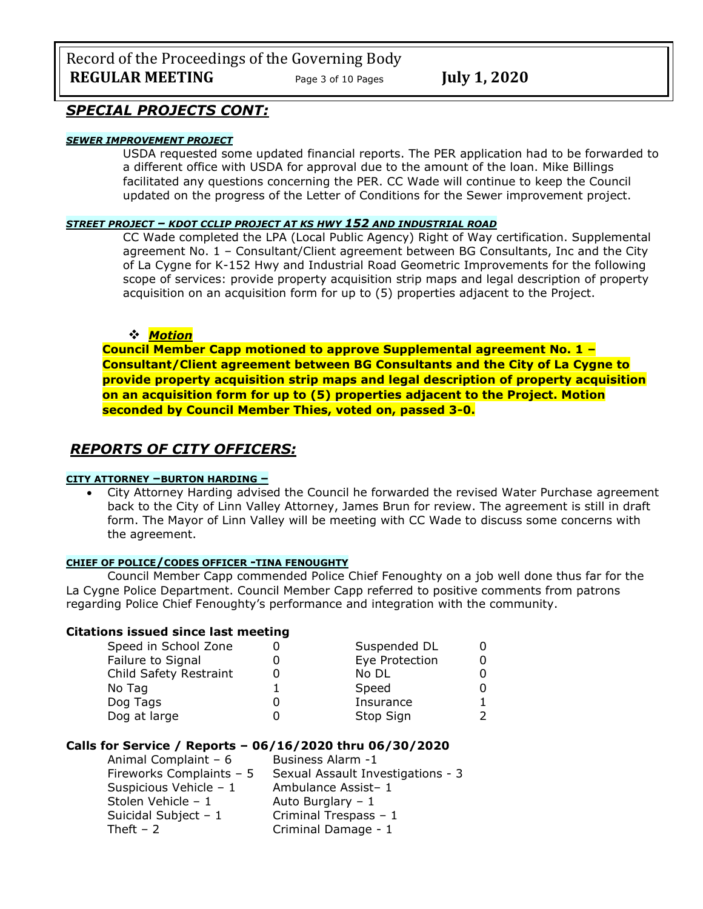## *SPECIAL PROJECTS CONT:*

#### ***SEWER IMPROVEMENT PROJECT***

USDA requested some updated financial reports. The PER application had to be forwarded to a different office with USDA for approval due to the amount of the loan. Mike Billings facilitated any questions concerning the PER. CC Wade will continue to keep the Council updated on the progress of the Letter of Conditions for the Sewer improvement project.

#### ***STREET PROJECT – KDOT CCLIP PROJECT AT KS HWY 152 AND INDUSTRIAL ROAD***

CC Wade completed the LPA (Local Public Agency) Right of Way certification. Supplemental agreement No. 1 – Consultant/Client agreement between BG Consultants, Inc and the City of La Cygne for K-152 Hwy and Industrial Road Geometric Improvements for the following scope of services: provide property acquisition strip maps and legal description of property acquisition on an acquisition form for up to (5) properties adjacent to the Project.

❖ ***Motion***

**Council Member Capp motioned to approve Supplemental agreement No. 1 – Consultant/Client agreement between BG Consultants and the City of La Cygne to provide property acquisition strip maps and legal description of property acquisition on an acquisition form for up to (5) properties adjacent to the Project. Motion seconded by Council Member Thies, voted on, passed 3-0.**

## *REPORTS OF CITY OFFICERS:*

#### **CITY ATTORNEY –BURTON HARDING –**

- City Attorney Harding advised the Council he forwarded the revised Water Purchase agreement back to the City of Linn Valley Attorney, James Brun for review. The agreement is still in draft form. The Mayor of Linn Valley will be meeting with CC Wade to discuss some concerns with the agreement.

#### **CHIEF OF POLICE/CODES OFFICER -TINA FENOUGHTY**

Council Member Capp commended Police Chief Fenoughty on a job well done thus far for the La Cygne Police Department. Council Member Capp referred to positive comments from patrons regarding Police Chief Fenoughty's performance and integration with the community.

**Citations issued since last meeting**

| | | | |
|---|---|---|---|
| Speed in School Zone | 0 | Suspended DL | 0 |
| Failure to Signal | 0 | Eye Protection | 0 |
| Child Safety Restraint | 0 | No DL | 0 |
| No Tag | 1 | Speed | 0 |
| Dog Tags | 0 | Insurance | 1 |
| Dog at large | 0 | Stop Sign | 2 |

**Calls for Service / Reports – 06/16/2020 thru 06/30/2020**

| | |
|---|---|
| Animal Complaint – 6 | Business Alarm -1 |
| Fireworks Complaints – 5 | Sexual Assault Investigations - 3 |
| Suspicious Vehicle – 1 | Ambulance Assist– 1 |
| Stolen Vehicle – 1 | Auto Burglary – 1 |
| Suicidal Subject – 1 | Criminal Trespass – 1 |
| Theft – 2 | Criminal Damage - 1 |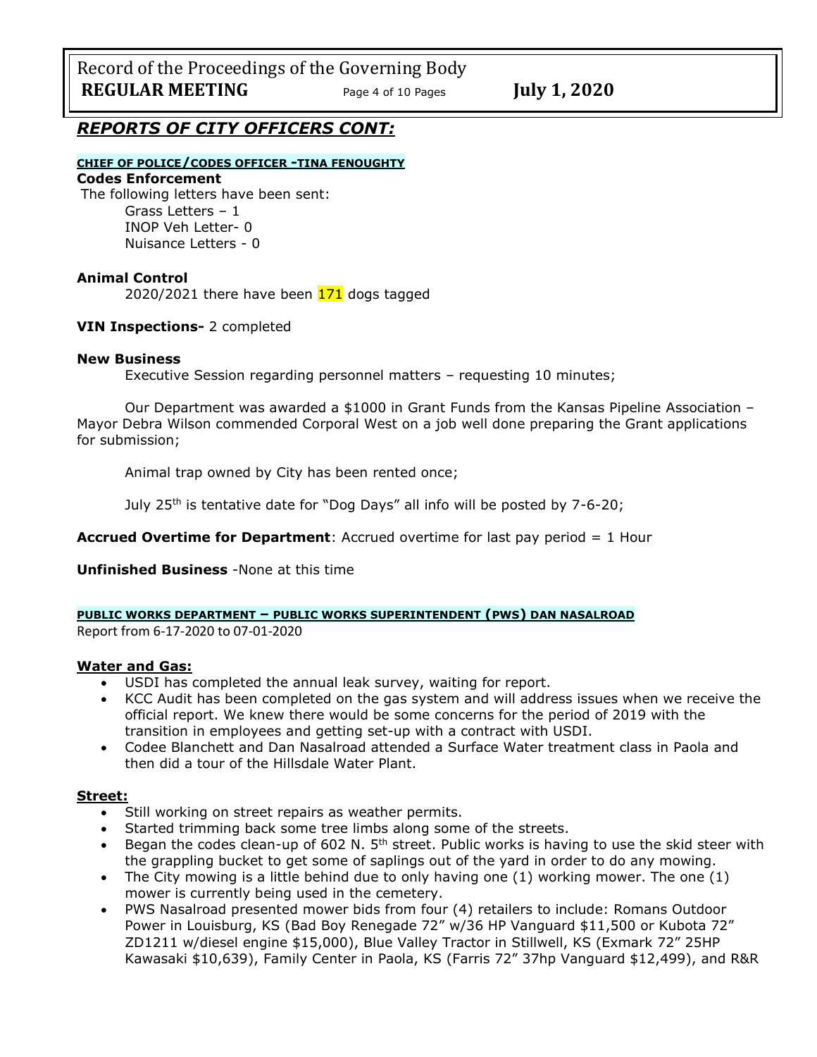## *REPORTS OF CITY OFFICERS CONT:*

### CHIEF OF POLICE/CODES OFFICER -TINA FENOUGHTY

**Codes Enforcement**

The following letters have been sent:

Grass Letters – 1
INOP Veh Letter- 0
Nuisance Letters - 0

**Animal Control**

2020/2021 there have been 171 dogs tagged

**VIN Inspections-** 2 completed

**New Business**

Executive Session regarding personnel matters – requesting 10 minutes;

Our Department was awarded a $1000 in Grant Funds from the Kansas Pipeline Association – Mayor Debra Wilson commended Corporal West on a job well done preparing the Grant applications for submission;

Animal trap owned by City has been rented once;

July 25th is tentative date for "Dog Days" all info will be posted by 7-6-20;

**Accrued Overtime for Department**: Accrued overtime for last pay period = 1 Hour

**Unfinished Business** -None at this time

### PUBLIC WORKS DEPARTMENT – PUBLIC WORKS SUPERINTENDENT (PWS) DAN NASALROAD

Report from 6-17-2020 to 07-01-2020

**Water and Gas:**

- USDI has completed the annual leak survey, waiting for report.
- KCC Audit has been completed on the gas system and will address issues when we receive the official report. We knew there would be some concerns for the period of 2019 with the transition in employees and getting set-up with a contract with USDI.
- Codee Blanchett and Dan Nasalroad attended a Surface Water treatment class in Paola and then did a tour of the Hillsdale Water Plant.

**Street:**

- Still working on street repairs as weather permits.
- Started trimming back some tree limbs along some of the streets.
- Began the codes clean-up of 602 N. 5th street. Public works is having to use the skid steer with the grappling bucket to get some of saplings out of the yard in order to do any mowing.
- The City mowing is a little behind due to only having one (1) working mower. The one (1) mower is currently being used in the cemetery.
- PWS Nasalroad presented mower bids from four (4) retailers to include: Romans Outdoor Power in Louisburg, KS (Bad Boy Renegade 72" w/36 HP Vanguard $11,500 or Kubota 72" ZD1211 w/diesel engine $15,000), Blue Valley Tractor in Stillwell, KS (Exmark 72" 25HP Kawasaki $10,639), Family Center in Paola, KS (Farris 72" 37hp Vanguard $12,499), and R&R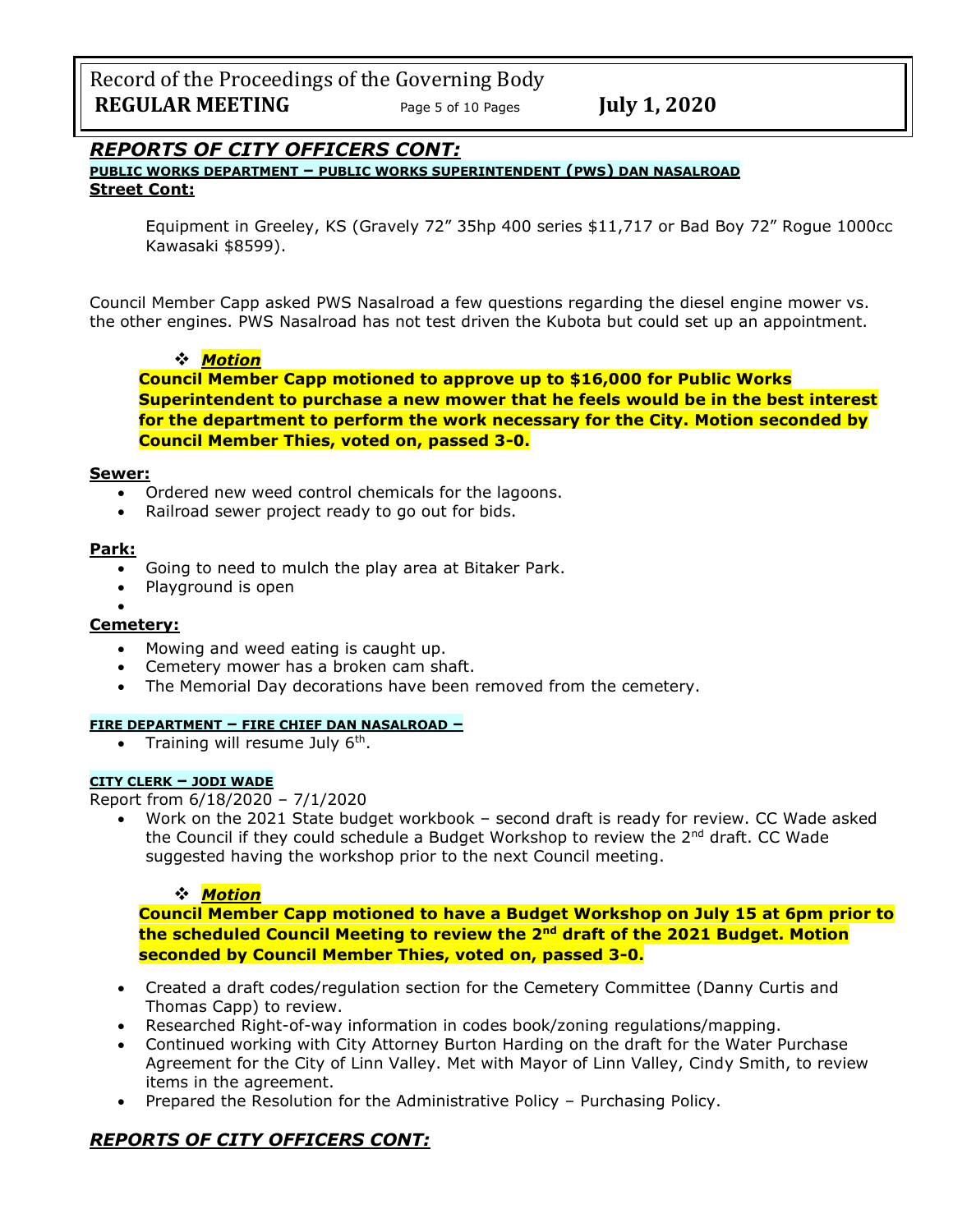## *REPORTS OF CITY OFFICERS CONT:*

**PUBLIC WORKS DEPARTMENT – PUBLIC WORKS SUPERINTENDENT (PWS) DAN NASALROAD**

**Street Cont:**

Equipment in Greeley, KS (Gravely 72" 35hp 400 series $11,717 or Bad Boy 72" Rogue 1000cc Kawasaki $8599).

Council Member Capp asked PWS Nasalroad a few questions regarding the diesel engine mower vs. the other engines. PWS Nasalroad has not test driven the Kubota but could set up an appointment.

❖ ***Motion***

**Council Member Capp motioned to approve up to $16,000 for Public Works Superintendent to purchase a new mower that he feels would be in the best interest for the department to perform the work necessary for the City. Motion seconded by Council Member Thies, voted on, passed 3-0.**

**Sewer:**

- Ordered new weed control chemicals for the lagoons.
- Railroad sewer project ready to go out for bids.

**Park:**

- Going to need to mulch the play area at Bitaker Park.
- Playground is open

**Cemetery:**

- Mowing and weed eating is caught up.
- Cemetery mower has a broken cam shaft.
- The Memorial Day decorations have been removed from the cemetery.

**FIRE DEPARTMENT – FIRE CHIEF DAN NASALROAD –**

- Training will resume July 6th.

**CITY CLERK – JODI WADE**

Report from 6/18/2020 – 7/1/2020

- Work on the 2021 State budget workbook – second draft is ready for review. CC Wade asked the Council if they could schedule a Budget Workshop to review the 2nd draft. CC Wade suggested having the workshop prior to the next Council meeting.

❖ ***Motion***

**Council Member Capp motioned to have a Budget Workshop on July 15 at 6pm prior to the scheduled Council Meeting to review the 2nd draft of the 2021 Budget. Motion seconded by Council Member Thies, voted on, passed 3-0.**

- Created a draft codes/regulation section for the Cemetery Committee (Danny Curtis and Thomas Capp) to review.
- Researched Right-of-way information in codes book/zoning regulations/mapping.
- Continued working with City Attorney Burton Harding on the draft for the Water Purchase Agreement for the City of Linn Valley. Met with Mayor of Linn Valley, Cindy Smith, to review items in the agreement.
- Prepared the Resolution for the Administrative Policy – Purchasing Policy.

## *REPORTS OF CITY OFFICERS CONT:*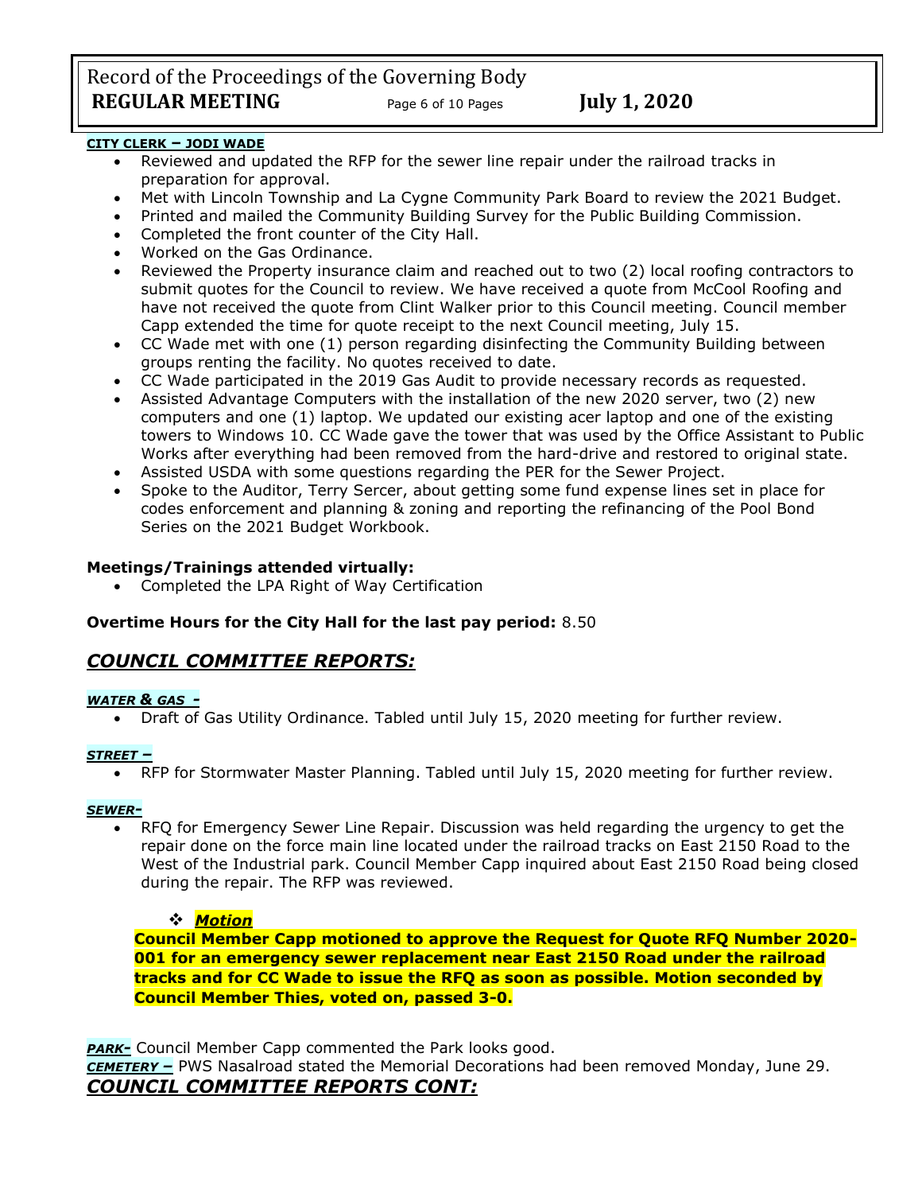**CITY CLERK – JODI WADE**

- Reviewed and updated the RFP for the sewer line repair under the railroad tracks in preparation for approval.
- Met with Lincoln Township and La Cygne Community Park Board to review the 2021 Budget.
- Printed and mailed the Community Building Survey for the Public Building Commission.
- Completed the front counter of the City Hall.
- Worked on the Gas Ordinance.
- Reviewed the Property insurance claim and reached out to two (2) local roofing contractors to submit quotes for the Council to review. We have received a quote from McCool Roofing and have not received the quote from Clint Walker prior to this Council meeting. Council member Capp extended the time for quote receipt to the next Council meeting, July 15.
- CC Wade met with one (1) person regarding disinfecting the Community Building between groups renting the facility. No quotes received to date.
- CC Wade participated in the 2019 Gas Audit to provide necessary records as requested.
- Assisted Advantage Computers with the installation of the new 2020 server, two (2) new computers and one (1) laptop. We updated our existing acer laptop and one of the existing towers to Windows 10. CC Wade gave the tower that was used by the Office Assistant to Public Works after everything had been removed from the hard-drive and restored to original state.
- Assisted USDA with some questions regarding the PER for the Sewer Project.
- Spoke to the Auditor, Terry Sercer, about getting some fund expense lines set in place for codes enforcement and planning & zoning and reporting the refinancing of the Pool Bond Series on the 2021 Budget Workbook.

**Meetings/Trainings attended virtually:**

- Completed the LPA Right of Way Certification

**Overtime Hours for the City Hall for the last pay period:** 8.50

## *COUNCIL COMMITTEE REPORTS:*

***WATER & GAS -***

- Draft of Gas Utility Ordinance. Tabled until July 15, 2020 meeting for further review.

***STREET –***

- RFP for Stormwater Master Planning. Tabled until July 15, 2020 meeting for further review.

***SEWER-***

- RFQ for Emergency Sewer Line Repair. Discussion was held regarding the urgency to get the repair done on the force main line located under the railroad tracks on East 2150 Road to the West of the Industrial park. Council Member Capp inquired about East 2150 Road being closed during the repair. The RFP was reviewed.

❖ ***Motion***

**Council Member Capp motioned to approve the Request for Quote RFQ Number 2020-001 for an emergency sewer replacement near East 2150 Road under the railroad tracks and for CC Wade to issue the RFQ as soon as possible. Motion seconded by Council Member Thies, voted on, passed 3-0.**

***PARK-*** Council Member Capp commented the Park looks good.

***CEMETERY –*** PWS Nasalroad stated the Memorial Decorations had been removed Monday, June 29.

## *COUNCIL COMMITTEE REPORTS CONT:*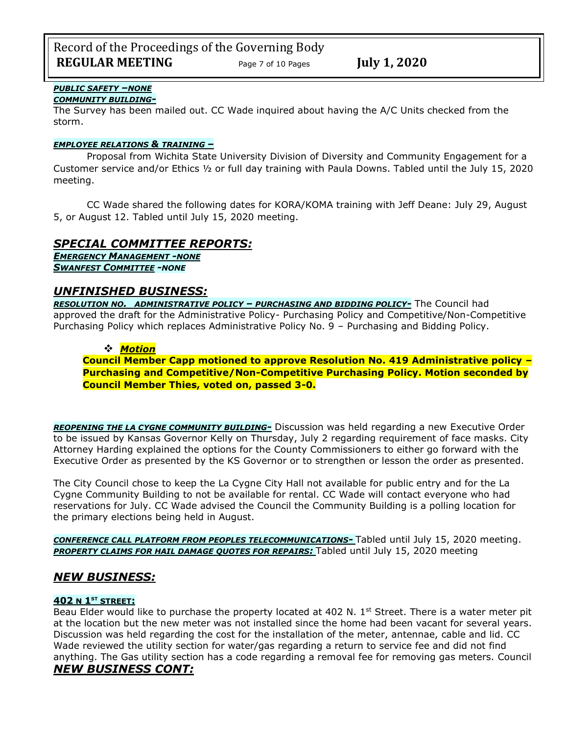***PUBLIC SAFETY –NONE***

***COMMUNITY BUILDING-***

The Survey has been mailed out. CC Wade inquired about having the A/C Units checked from the storm.

***EMPLOYEE RELATIONS & TRAINING –***

Proposal from Wichita State University Division of Diversity and Community Engagement for a Customer service and/or Ethics ½ or full day training with Paula Downs. Tabled until the July 15, 2020 meeting.

CC Wade shared the following dates for KORA/KOMA training with Jeff Deane: July 29, August 5, or August 12. Tabled until July 15, 2020 meeting.

## *SPECIAL COMMITTEE REPORTS:*

***EMERGENCY MANAGEMENT -NONE***

***SWANFEST COMMITTEE -NONE***

## *UNFINISHED BUSINESS:*

***RESOLUTION NO. ADMINISTRATIVE POLICY – PURCHASING AND BIDDING POLICY-*** The Council had approved the draft for the Administrative Policy- Purchasing Policy and Competitive/Non-Competitive Purchasing Policy which replaces Administrative Policy No. 9 – Purchasing and Bidding Policy.

- ***Motion***

**Council Member Capp motioned to approve Resolution No. 419 Administrative policy – Purchasing and Competitive/Non-Competitive Purchasing Policy. Motion seconded by Council Member Thies, voted on, passed 3-0.**

***REOPENING THE LA CYGNE COMMUNITY BUILDING-*** Discussion was held regarding a new Executive Order to be issued by Kansas Governor Kelly on Thursday, July 2 regarding requirement of face masks. City Attorney Harding explained the options for the County Commissioners to either go forward with the Executive Order as presented by the KS Governor or to strengthen or lesson the order as presented.

The City Council chose to keep the La Cygne City Hall not available for public entry and for the La Cygne Community Building to not be available for rental. CC Wade will contact everyone who had reservations for July. CC Wade advised the Council the Community Building is a polling location for the primary elections being held in August.

***CONFERENCE CALL PLATFORM FROM PEOPLES TELECOMMUNICATIONS-*** Tabled until July 15, 2020 meeting.

***PROPERTY CLAIMS FOR HAIL DAMAGE QUOTES FOR REPAIRS:*** Tabled until July 15, 2020 meeting

## *NEW BUSINESS:*

**402 N 1ST STREET:**

Beau Elder would like to purchase the property located at 402 N. 1st Street. There is a water meter pit at the location but the new meter was not installed since the home had been vacant for several years. Discussion was held regarding the cost for the installation of the meter, antennae, cable and lid. CC Wade reviewed the utility section for water/gas regarding a return to service fee and did not find anything. The Gas utility section has a code regarding a removal fee for removing gas meters. Council

## *NEW BUSINESS CONT:*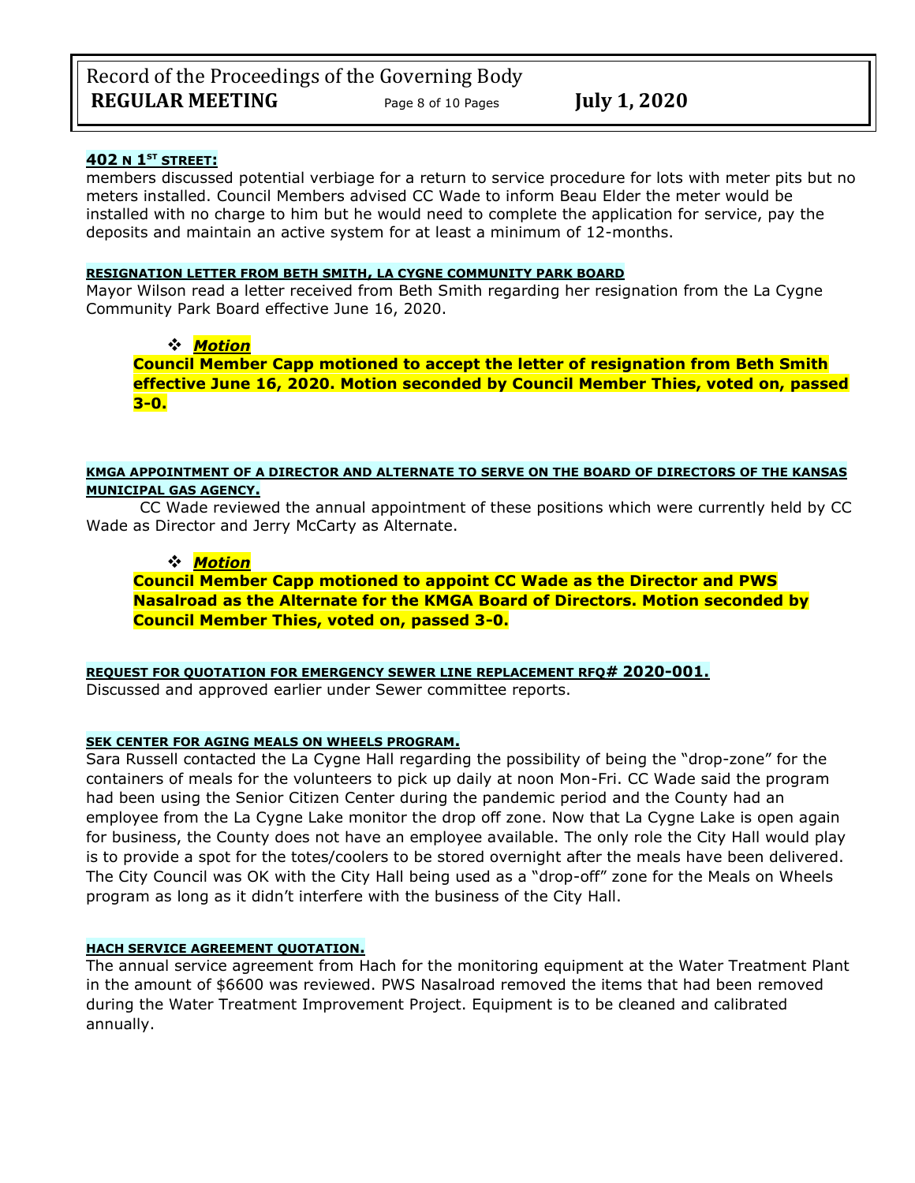#### 402 N 1ST STREET:

members discussed potential verbiage for a return to service procedure for lots with meter pits but no meters installed. Council Members advised CC Wade to inform Beau Elder the meter would be installed with no charge to him but he would need to complete the application for service, pay the deposits and maintain an active system for at least a minimum of 12-months.

#### RESIGNATION LETTER FROM BETH SMITH, LA CYGNE COMMUNITY PARK BOARD

Mayor Wilson read a letter received from Beth Smith regarding her resignation from the La Cygne Community Park Board effective June 16, 2020.

- ***Motion***

**Council Member Capp motioned to accept the letter of resignation from Beth Smith effective June 16, 2020. Motion seconded by Council Member Thies, voted on, passed 3-0.**

#### KMGA APPOINTMENT OF A DIRECTOR AND ALTERNATE TO SERVE ON THE BOARD OF DIRECTORS OF THE KANSAS MUNICIPAL GAS AGENCY.

CC Wade reviewed the annual appointment of these positions which were currently held by CC Wade as Director and Jerry McCarty as Alternate.

- ***Motion***

**Council Member Capp motioned to appoint CC Wade as the Director and PWS Nasalroad as the Alternate for the KMGA Board of Directors. Motion seconded by Council Member Thies, voted on, passed 3-0.**

#### REQUEST FOR QUOTATION FOR EMERGENCY SEWER LINE REPLACEMENT RFQ# 2020-001.

Discussed and approved earlier under Sewer committee reports.

#### SEK CENTER FOR AGING MEALS ON WHEELS PROGRAM.

Sara Russell contacted the La Cygne Hall regarding the possibility of being the "drop-zone" for the containers of meals for the volunteers to pick up daily at noon Mon-Fri. CC Wade said the program had been using the Senior Citizen Center during the pandemic period and the County had an employee from the La Cygne Lake monitor the drop off zone. Now that La Cygne Lake is open again for business, the County does not have an employee available. The only role the City Hall would play is to provide a spot for the totes/coolers to be stored overnight after the meals have been delivered. The City Council was OK with the City Hall being used as a "drop-off" zone for the Meals on Wheels program as long as it didn't interfere with the business of the City Hall.

#### HACH SERVICE AGREEMENT QUOTATION.

The annual service agreement from Hach for the monitoring equipment at the Water Treatment Plant in the amount of $6600 was reviewed. PWS Nasalroad removed the items that had been removed during the Water Treatment Improvement Project. Equipment is to be cleaned and calibrated annually.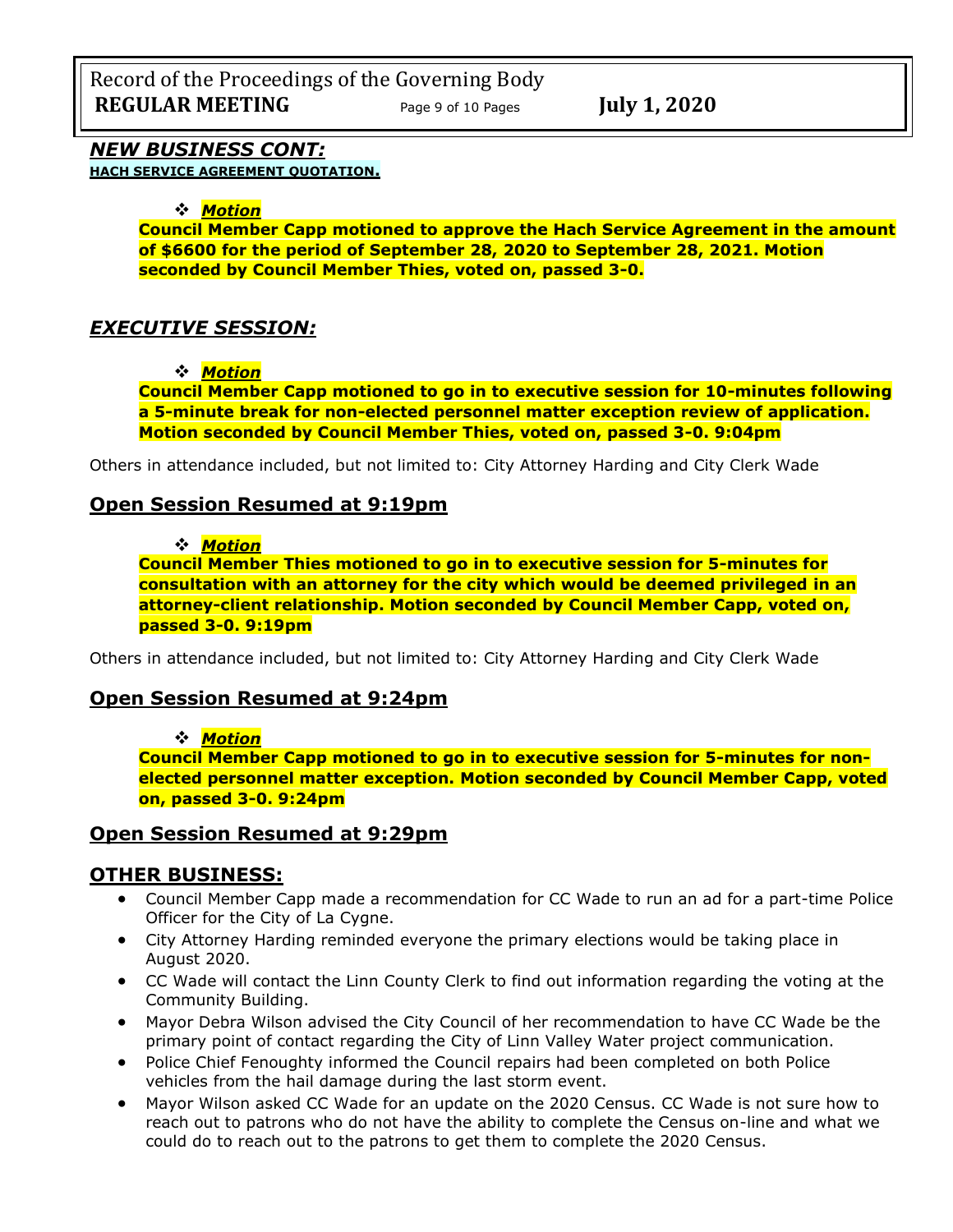## *NEW BUSINESS CONT:*

**HACH SERVICE AGREEMENT QUOTATION.**

- ***Motion***

**Council Member Capp motioned to approve the Hach Service Agreement in the amount of $6600 for the period of September 28, 2020 to September 28, 2021. Motion seconded by Council Member Thies, voted on, passed 3-0.**

## *EXECUTIVE SESSION:*

- ***Motion***

**Council Member Capp motioned to go in to executive session for 10-minutes following a 5-minute break for non-elected personnel matter exception review of application. Motion seconded by Council Member Thies, voted on, passed 3-0. 9:04pm**

Others in attendance included, but not limited to: City Attorney Harding and City Clerk Wade

## Open Session Resumed at 9:19pm

- ***Motion***

**Council Member Thies motioned to go in to executive session for 5-minutes for consultation with an attorney for the city which would be deemed privileged in an attorney-client relationship. Motion seconded by Council Member Capp, voted on, passed 3-0. 9:19pm**

Others in attendance included, but not limited to: City Attorney Harding and City Clerk Wade

## Open Session Resumed at 9:24pm

- ***Motion***

**Council Member Capp motioned to go in to executive session for 5-minutes for non-elected personnel matter exception. Motion seconded by Council Member Capp, voted on, passed 3-0. 9:24pm**

## Open Session Resumed at 9:29pm

## OTHER BUSINESS:

- Council Member Capp made a recommendation for CC Wade to run an ad for a part-time Police Officer for the City of La Cygne.
- City Attorney Harding reminded everyone the primary elections would be taking place in August 2020.
- CC Wade will contact the Linn County Clerk to find out information regarding the voting at the Community Building.
- Mayor Debra Wilson advised the City Council of her recommendation to have CC Wade be the primary point of contact regarding the City of Linn Valley Water project communication.
- Police Chief Fenoughty informed the Council repairs had been completed on both Police vehicles from the hail damage during the last storm event.
- Mayor Wilson asked CC Wade for an update on the 2020 Census. CC Wade is not sure how to reach out to patrons who do not have the ability to complete the Census on-line and what we could do to reach out to the patrons to get them to complete the 2020 Census.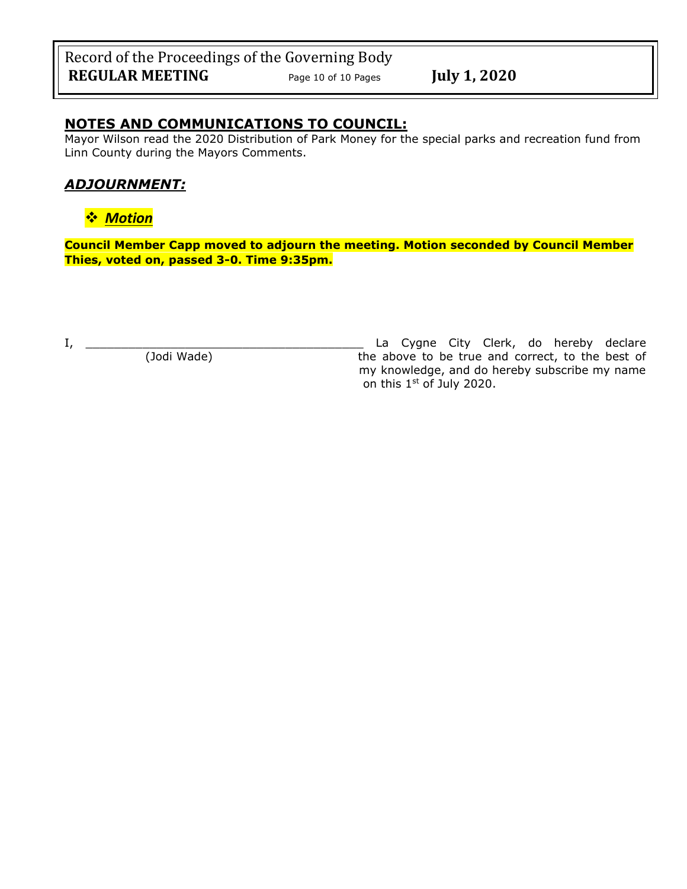## NOTES AND COMMUNICATIONS TO COUNCIL:

Mayor Wilson read the 2020 Distribution of Park Money for the special parks and recreation fund from Linn County during the Mayors Comments.

## *ADJOURNMENT:*

❖ ***Motion***

**Council Member Capp moved to adjourn the meeting. Motion seconded by Council Member Thies, voted on, passed 3-0. Time 9:35pm.**

I, ________________________________________ La Cygne City Clerk, do hereby declare the above to be true and correct, to the best of my knowledge, and do hereby subscribe my name on this 1st of July 2020.

(Jodi Wade)